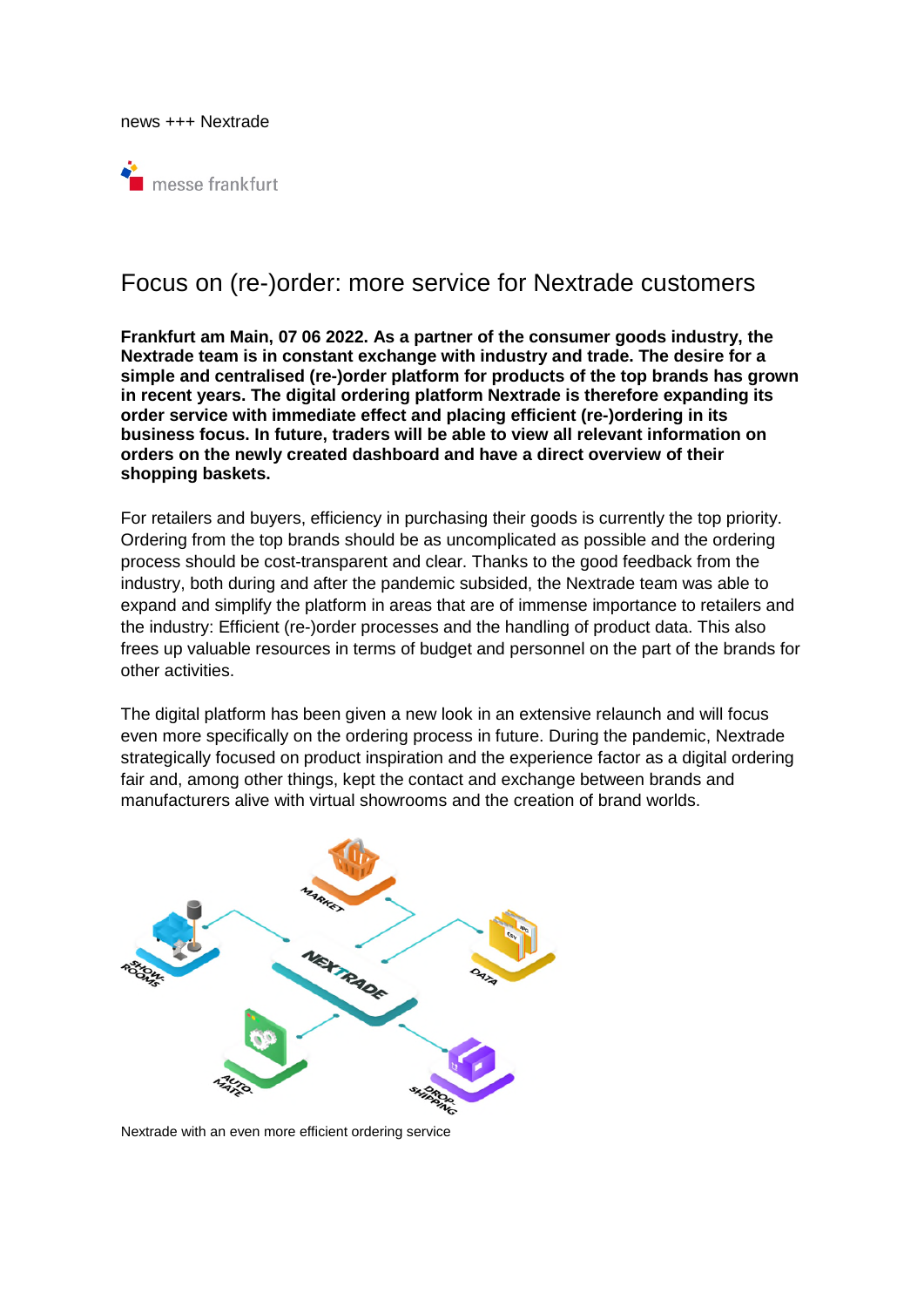news +++ Nextrade

messe frankfurt

# Focus on (re-)order: more service for Nextrade customers

**Frankfurt am Main, 07 06 2022. As a partner of the consumer goods industry, the Nextrade team is in constant exchange with industry and trade. The desire for a simple and centralised (re-)order platform for products of the top brands has grown in recent years. The digital ordering platform Nextrade is therefore expanding its order service with immediate effect and placing efficient (re-)ordering in its business focus. In future, traders will be able to view all relevant information on orders on the newly created dashboard and have a direct overview of their shopping baskets.**

For retailers and buyers, efficiency in purchasing their goods is currently the top priority. Ordering from the top brands should be as uncomplicated as possible and the ordering process should be cost-transparent and clear. Thanks to the good feedback from the industry, both during and after the pandemic subsided, the Nextrade team was able to expand and simplify the platform in areas that are of immense importance to retailers and the industry: Efficient (re-)order processes and the handling of product data. This also frees up valuable resources in terms of budget and personnel on the part of the brands for other activities.

The digital platform has been given a new look in an extensive relaunch and will focus even more specifically on the ordering process in future. During the pandemic, Nextrade strategically focused on product inspiration and the experience factor as a digital ordering fair and, among other things, kept the contact and exchange between brands and manufacturers alive with virtual showrooms and the creation of brand worlds.

Nextrade with an even more efficient ordering service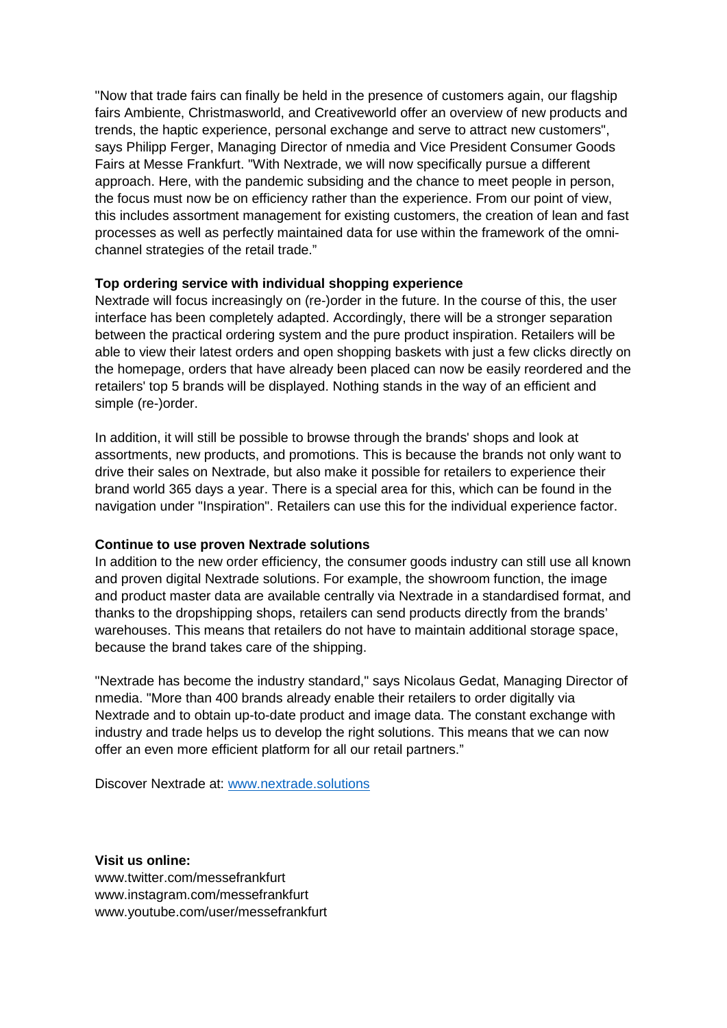"Now that trade fairs can finally be held in the presence of customers again, our flagship fairs Ambiente, Christmasworld, and Creativeworld offer an overview of new products and trends, the haptic experience, personal exchange and serve to attract new customers", says Philipp Ferger, Managing Director of nmedia and Vice President Consumer Goods Fairs at Messe Frankfurt. "With Nextrade, we will now specifically pursue a different approach. Here, with the pandemic subsiding and the chance to meet people in person, the focus must now be on efficiency rather than the experience. From our point of view, this includes assortment management for existing customers, the creation of lean and fast processes as well as perfectly maintained data for use within the framework of the omni-channel strategies of the retail trade."

**Top ordering service with individual shopping experience**

Nextrade will focus increasingly on (re-)order in the future. In the course of this, the user interface has been completely adapted. Accordingly, there will be a stronger separation between the practical ordering system and the pure product inspiration. Retailers will be able to view their latest orders and open shopping baskets with just a few clicks directly on the homepage, orders that have already been placed can now be easily reordered and the retailers' top 5 brands will be displayed. Nothing stands in the way of an efficient and simple (re-)order.

In addition, it will still be possible to browse through the brands' shops and look at assortments, new products, and promotions. This is because the brands not only want to drive their sales on Nextrade, but also make it possible for retailers to experience their brand world 365 days a year. There is a special area for this, which can be found in the navigation under "Inspiration". Retailers can use this for the individual experience factor.

**Continue to use proven Nextrade solutions**

In addition to the new order efficiency, the consumer goods industry can still use all known and proven digital Nextrade solutions. For example, the showroom function, the image and product master data are available centrally via Nextrade in a standardised format, and thanks to the dropshipping shops, retailers can send products directly from the brands' warehouses. This means that retailers do not have to maintain additional storage space, because the brand takes care of the shipping.

"Nextrade has become the industry standard," says Nicolaus Gedat, Managing Director of nmedia. "More than 400 brands already enable their retailers to order digitally via Nextrade and to obtain up-to-date product and image data. The constant exchange with industry and trade helps us to develop the right solutions. This means that we can now offer an even more efficient platform for all our retail partners."

Discover Nextrade at: [www.nextrade.solutions](www.nextrade.solutions)

**Visit us online:**
www.twitter.com/messefrankfurt
www.instagram.com/messefrankfurt
www.youtube.com/user/messefrankfurt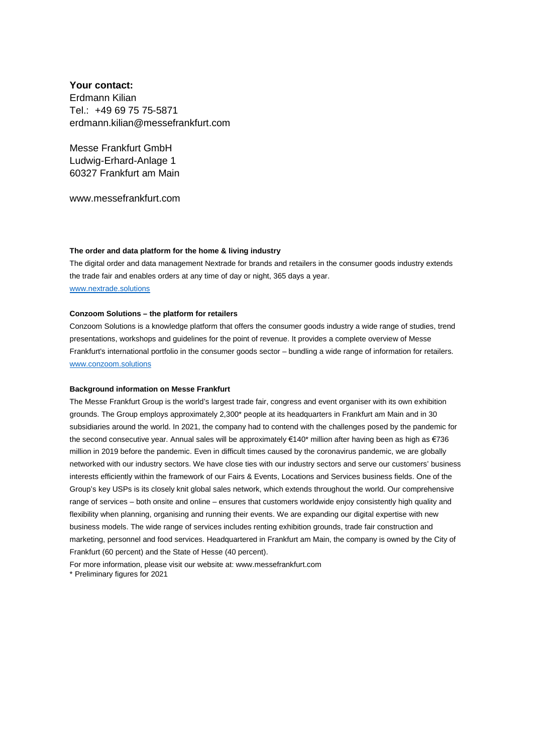**Your contact:**
Erdmann Kilian
Tel.: +49 69 75 75-5871
erdmann.kilian@messefrankfurt.com

Messe Frankfurt GmbH
Ludwig-Erhard-Anlage 1
60327 Frankfurt am Main

www.messefrankfurt.com

**The order and data platform for the home & living industry**

The digital order and data management Nextrade for brands and retailers in the consumer goods industry extends the trade fair and enables orders at any time of day or night, 365 days a year.
[www.nextrade.solutions](www.nextrade.solutions)

**Conzoom Solutions – the platform for retailers**

Conzoom Solutions is a knowledge platform that offers the consumer goods industry a wide range of studies, trend presentations, workshops and guidelines for the point of revenue. It provides a complete overview of Messe Frankfurt's international portfolio in the consumer goods sector – bundling a wide range of information for retailers.
[www.conzoom.solutions](www.conzoom.solutions)

**Background information on Messe Frankfurt**

The Messe Frankfurt Group is the world's largest trade fair, congress and event organiser with its own exhibition grounds. The Group employs approximately 2,300* people at its headquarters in Frankfurt am Main and in 30 subsidiaries around the world. In 2021, the company had to contend with the challenges posed by the pandemic for the second consecutive year. Annual sales will be approximately €140* million after having been as high as €736 million in 2019 before the pandemic. Even in difficult times caused by the coronavirus pandemic, we are globally networked with our industry sectors. We have close ties with our industry sectors and serve our customers' business interests efficiently within the framework of our Fairs & Events, Locations and Services business fields. One of the Group's key USPs is its closely knit global sales network, which extends throughout the world. Our comprehensive range of services – both onsite and online – ensures that customers worldwide enjoy consistently high quality and flexibility when planning, organising and running their events. We are expanding our digital expertise with new business models. The wide range of services includes renting exhibition grounds, trade fair construction and marketing, personnel and food services. Headquartered in Frankfurt am Main, the company is owned by the City of Frankfurt (60 percent) and the State of Hesse (40 percent).

For more information, please visit our website at: www.messefrankfurt.com
* Preliminary figures for 2021